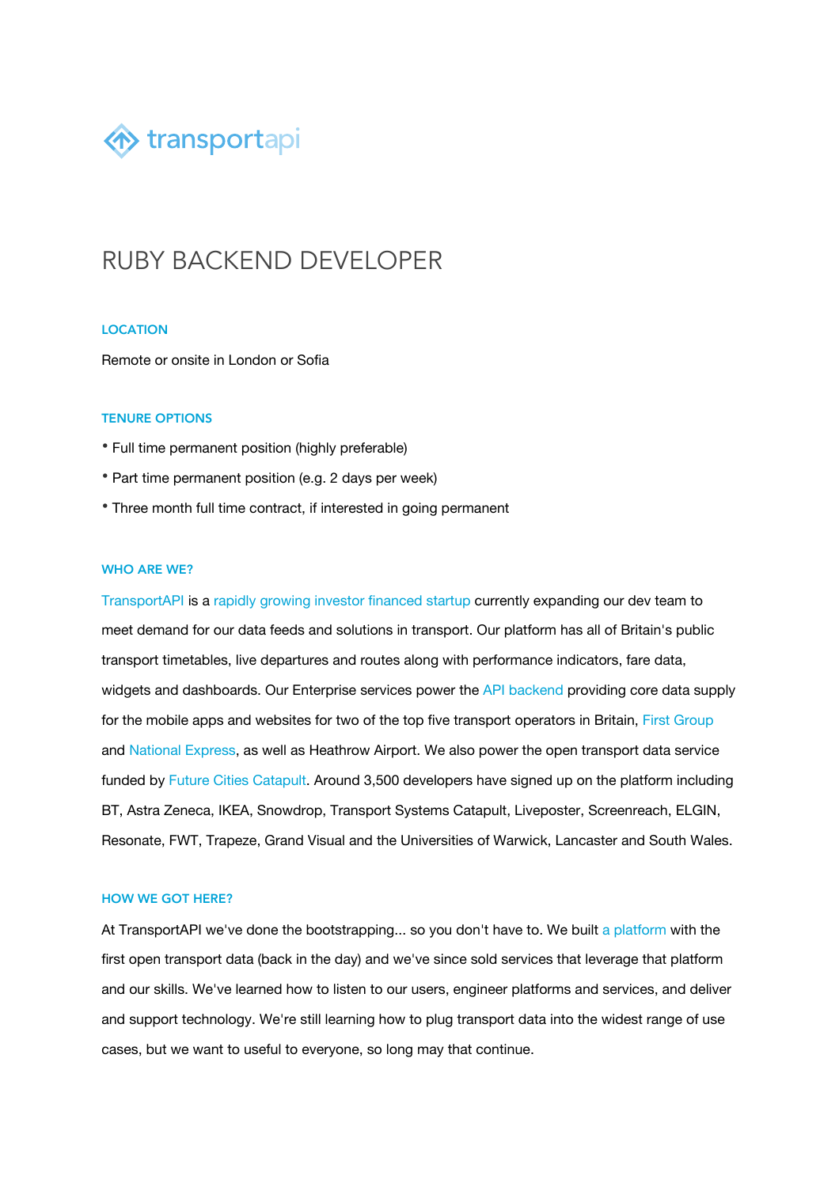transportapi

# RUBY BACKEND DEVELOPER

### LOCATION

Remote or onsite in London or Sofia

### TENURE OPTIONS

- Full time permanent position (highly preferable)
- Part time permanent position (e.g. 2 days per week)
- Three month full time contract, if interested in going permanent

### WHO ARE WE?

TransportAPI is a rapidly growing investor financed startup currently expanding our dev team to meet demand for our data feeds and solutions in transport. Our platform has all of Britain's public transport timetables, live departures and routes along with performance indicators, fare data, widgets and dashboards. Our Enterprise services power the API backend providing core data supply for the mobile apps and websites for two of the top five transport operators in Britain, First Group and National Express, as well as Heathrow Airport. We also power the open transport data service funded by Future Cities Catapult. Around 3,500 developers have signed up on the platform including BT, Astra Zeneca, IKEA, Snowdrop, Transport Systems Catapult, Liveposter, Screenreach, ELGIN, Resonate, FWT, Trapeze, Grand Visual and the Universities of Warwick, Lancaster and South Wales.

### HOW WE GOT HERE?

At TransportAPI we've done the bootstrapping... so you don't have to. We built a platform with the first open transport data (back in the day) and we've since sold services that leverage that platform and our skills. We've learned how to listen to our users, engineer platforms and services, and deliver and support technology. We're still learning how to plug transport data into the widest range of use cases, but we want to useful to everyone, so long may that continue.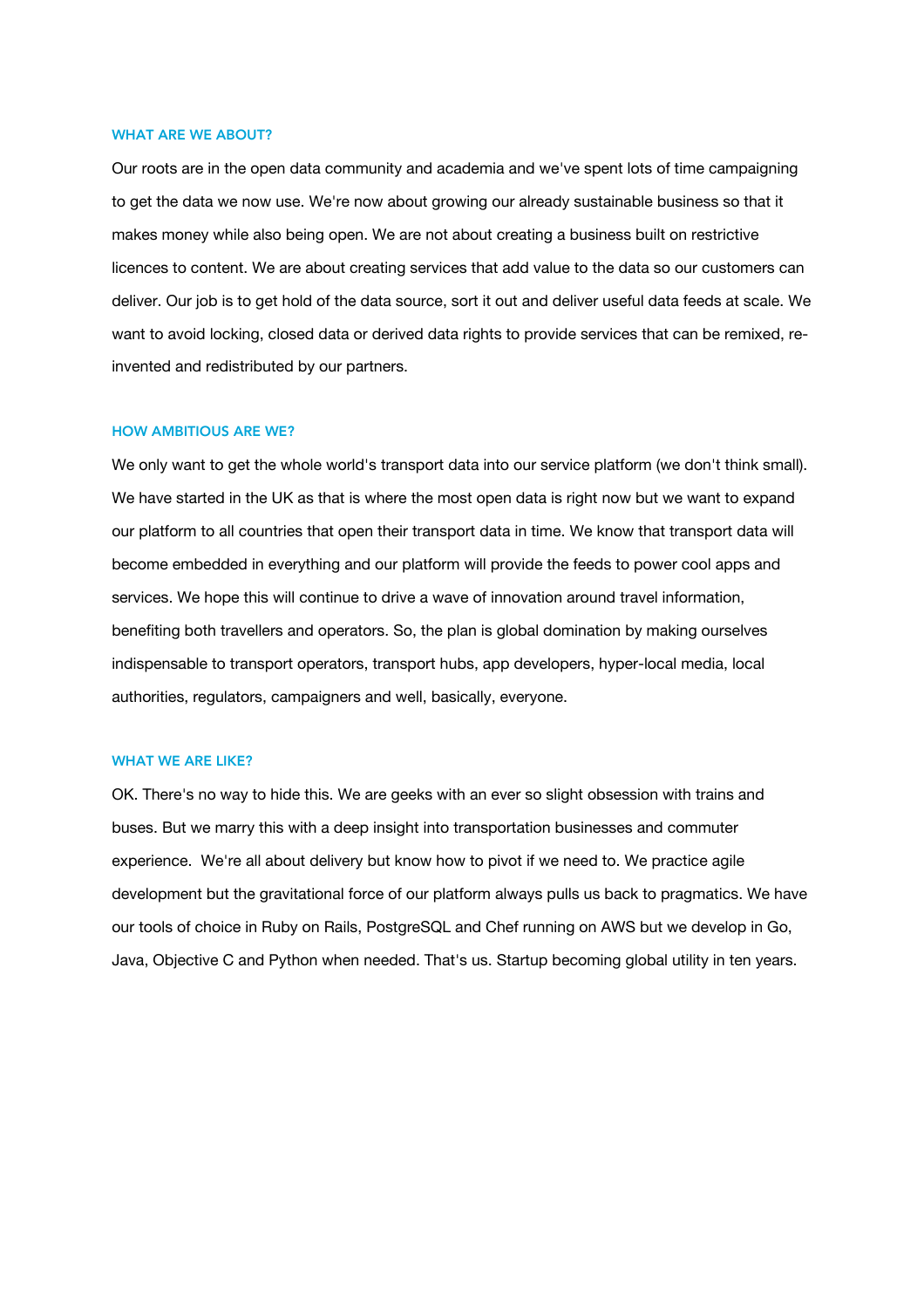## WHAT ARE WE ABOUT?

Our roots are in the open data community and academia and we've spent lots of time campaigning to get the data we now use. We're now about growing our already sustainable business so that it makes money while also being open. We are not about creating a business built on restrictive licences to content. We are about creating services that add value to the data so our customers can deliver. Our job is to get hold of the data source, sort it out and deliver useful data feeds at scale. We want to avoid locking, closed data or derived data rights to provide services that can be remixed, re-invented and redistributed by our partners.

## HOW AMBITIOUS ARE WE?

We only want to get the whole world's transport data into our service platform (we don't think small). We have started in the UK as that is where the most open data is right now but we want to expand our platform to all countries that open their transport data in time. We know that transport data will become embedded in everything and our platform will provide the feeds to power cool apps and services. We hope this will continue to drive a wave of innovation around travel information, benefiting both travellers and operators. So, the plan is global domination by making ourselves indispensable to transport operators, transport hubs, app developers, hyper-local media, local authorities, regulators, campaigners and well, basically, everyone.

## WHAT WE ARE LIKE?

OK. There's no way to hide this. We are geeks with an ever so slight obsession with trains and buses. But we marry this with a deep insight into transportation businesses and commuter experience. We're all about delivery but know how to pivot if we need to. We practice agile development but the gravitational force of our platform always pulls us back to pragmatics. We have our tools of choice in Ruby on Rails, PostgreSQL and Chef running on AWS but we develop in Go, Java, Objective C and Python when needed. That's us. Startup becoming global utility in ten years.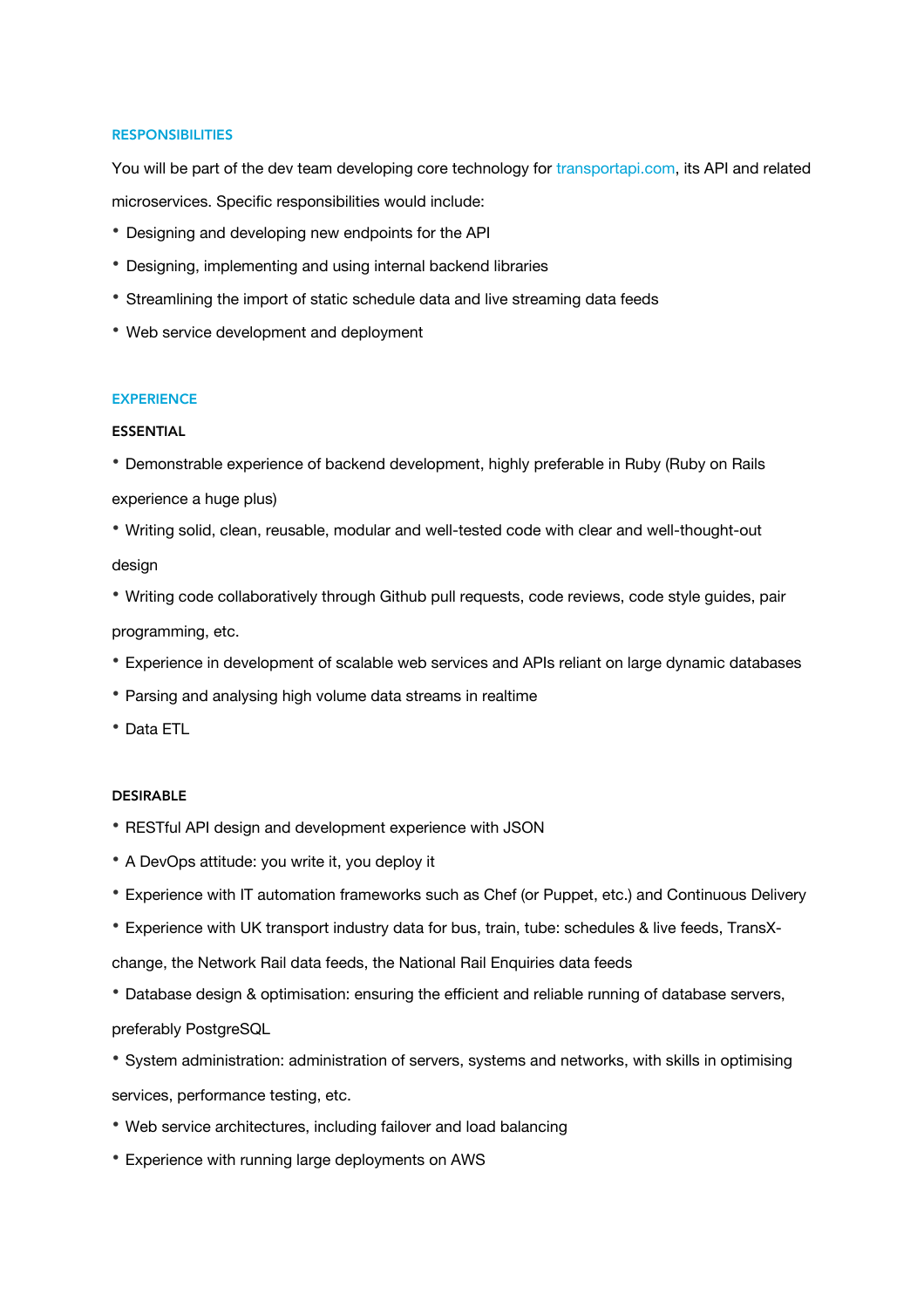## RESPONSIBILITIES

You will be part of the dev team developing core technology for transportapi.com, its API and related microservices. Specific responsibilities would include:

- Designing and developing new endpoints for the API
- Designing, implementing and using internal backend libraries
- Streamlining the import of static schedule data and live streaming data feeds
- Web service development and deployment

## EXPERIENCE

### ESSENTIAL

- Demonstrable experience of backend development, highly preferable in Ruby (Ruby on Rails experience a huge plus)
- Writing solid, clean, reusable, modular and well-tested code with clear and well-thought-out design
- Writing code collaboratively through Github pull requests, code reviews, code style guides, pair programming, etc.
- Experience in development of scalable web services and APIs reliant on large dynamic databases
- Parsing and analysing high volume data streams in realtime
- Data ETL

### DESIRABLE

- RESTful API design and development experience with JSON
- A DevOps attitude: you write it, you deploy it
- Experience with IT automation frameworks such as Chef (or Puppet, etc.) and Continuous Delivery
- Experience with UK transport industry data for bus, train, tube: schedules & live feeds, TransX-change, the Network Rail data feeds, the National Rail Enquiries data feeds
- Database design & optimisation: ensuring the efficient and reliable running of database servers, preferably PostgreSQL
- System administration: administration of servers, systems and networks, with skills in optimising services, performance testing, etc.
- Web service architectures, including failover and load balancing
- Experience with running large deployments on AWS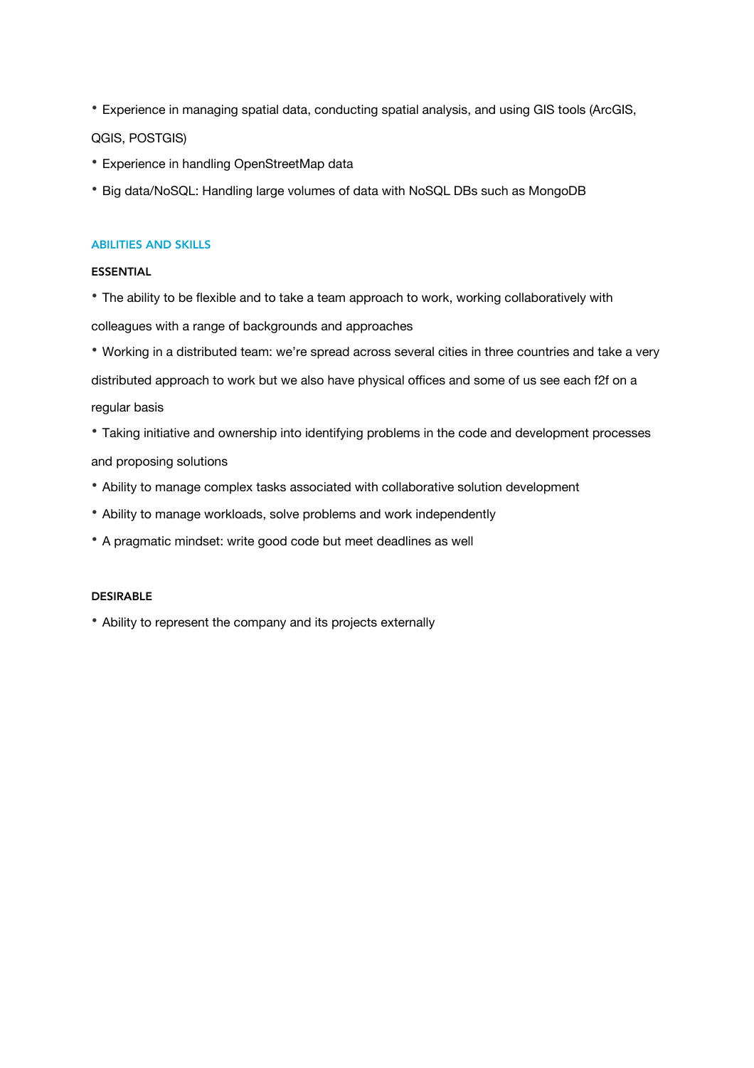- Experience in managing spatial data, conducting spatial analysis, and using GIS tools (ArcGIS, QGIS, POSTGIS)
- Experience in handling OpenStreetMap data
- Big data/NoSQL: Handling large volumes of data with NoSQL DBs such as MongoDB

## ABILITIES AND SKILLS

### ESSENTIAL

- The ability to be flexible and to take a team approach to work, working collaboratively with colleagues with a range of backgrounds and approaches
- Working in a distributed team: we're spread across several cities in three countries and take a very distributed approach to work but we also have physical offices and some of us see each f2f on a regular basis
- Taking initiative and ownership into identifying problems in the code and development processes and proposing solutions
- Ability to manage complex tasks associated with collaborative solution development
- Ability to manage workloads, solve problems and work independently
- A pragmatic mindset: write good code but meet deadlines as well

### DESIRABLE

- Ability to represent the company and its projects externally